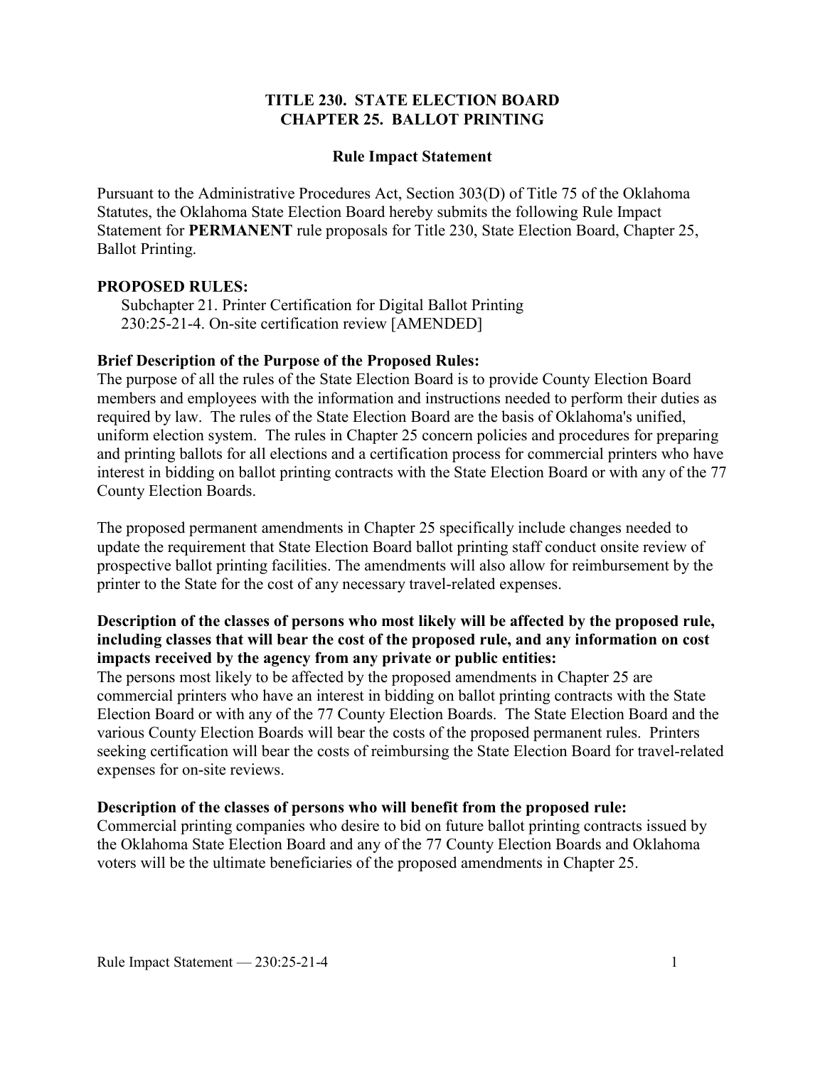# TITLE 230. STATE ELECTION BOARD
# CHAPTER 25. BALLOT PRINTING

## Rule Impact Statement

Pursuant to the Administrative Procedures Act, Section 303(D) of Title 75 of the Oklahoma Statutes, the Oklahoma State Election Board hereby submits the following Rule Impact Statement for **PERMANENT** rule proposals for Title 230, State Election Board, Chapter 25, Ballot Printing.

**PROPOSED RULES:**

Subchapter 21. Printer Certification for Digital Ballot Printing
230:25-21-4. On-site certification review [AMENDED]

**Brief Description of the Purpose of the Proposed Rules:**

The purpose of all the rules of the State Election Board is to provide County Election Board members and employees with the information and instructions needed to perform their duties as required by law. The rules of the State Election Board are the basis of Oklahoma's unified, uniform election system. The rules in Chapter 25 concern policies and procedures for preparing and printing ballots for all elections and a certification process for commercial printers who have interest in bidding on ballot printing contracts with the State Election Board or with any of the 77 County Election Boards.

The proposed permanent amendments in Chapter 25 specifically include changes needed to update the requirement that State Election Board ballot printing staff conduct onsite review of prospective ballot printing facilities. The amendments will also allow for reimbursement by the printer to the State for the cost of any necessary travel-related expenses.

**Description of the classes of persons who most likely will be affected by the proposed rule, including classes that will bear the cost of the proposed rule, and any information on cost impacts received by the agency from any private or public entities:**

The persons most likely to be affected by the proposed amendments in Chapter 25 are commercial printers who have an interest in bidding on ballot printing contracts with the State Election Board or with any of the 77 County Election Boards. The State Election Board and the various County Election Boards will bear the costs of the proposed permanent rules. Printers seeking certification will bear the costs of reimbursing the State Election Board for travel-related expenses for on-site reviews.

**Description of the classes of persons who will benefit from the proposed rule:**

Commercial printing companies who desire to bid on future ballot printing contracts issued by the Oklahoma State Election Board and any of the 77 County Election Boards and Oklahoma voters will be the ultimate beneficiaries of the proposed amendments in Chapter 25.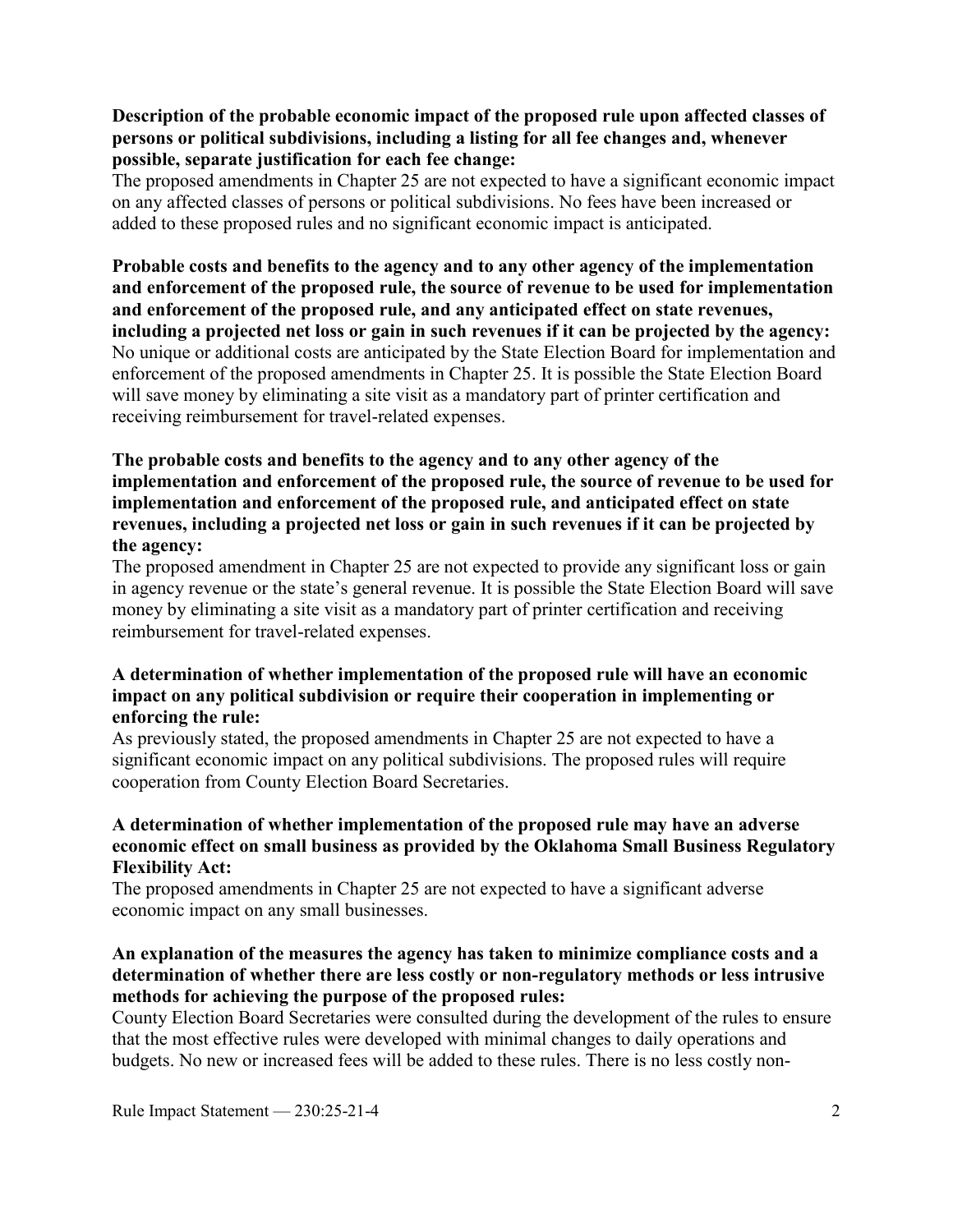**Description of the probable economic impact of the proposed rule upon affected classes of persons or political subdivisions, including a listing for all fee changes and, whenever possible, separate justification for each fee change:**

The proposed amendments in Chapter 25 are not expected to have a significant economic impact on any affected classes of persons or political subdivisions. No fees have been increased or added to these proposed rules and no significant economic impact is anticipated.

**Probable costs and benefits to the agency and to any other agency of the implementation and enforcement of the proposed rule, the source of revenue to be used for implementation and enforcement of the proposed rule, and any anticipated effect on state revenues, including a projected net loss or gain in such revenues if it can be projected by the agency:**

No unique or additional costs are anticipated by the State Election Board for implementation and enforcement of the proposed amendments in Chapter 25. It is possible the State Election Board will save money by eliminating a site visit as a mandatory part of printer certification and receiving reimbursement for travel-related expenses.

**The probable costs and benefits to the agency and to any other agency of the implementation and enforcement of the proposed rule, the source of revenue to be used for implementation and enforcement of the proposed rule, and anticipated effect on state revenues, including a projected net loss or gain in such revenues if it can be projected by the agency:**

The proposed amendment in Chapter 25 are not expected to provide any significant loss or gain in agency revenue or the state's general revenue. It is possible the State Election Board will save money by eliminating a site visit as a mandatory part of printer certification and receiving reimbursement for travel-related expenses.

**A determination of whether implementation of the proposed rule will have an economic impact on any political subdivision or require their cooperation in implementing or enforcing the rule:**

As previously stated, the proposed amendments in Chapter 25 are not expected to have a significant economic impact on any political subdivisions. The proposed rules will require cooperation from County Election Board Secretaries.

**A determination of whether implementation of the proposed rule may have an adverse economic effect on small business as provided by the Oklahoma Small Business Regulatory Flexibility Act:**

The proposed amendments in Chapter 25 are not expected to have a significant adverse economic impact on any small businesses.

**An explanation of the measures the agency has taken to minimize compliance costs and a determination of whether there are less costly or non-regulatory methods or less intrusive methods for achieving the purpose of the proposed rules:**

County Election Board Secretaries were consulted during the development of the rules to ensure that the most effective rules were developed with minimal changes to daily operations and budgets. No new or increased fees will be added to these rules. There is no less costly non-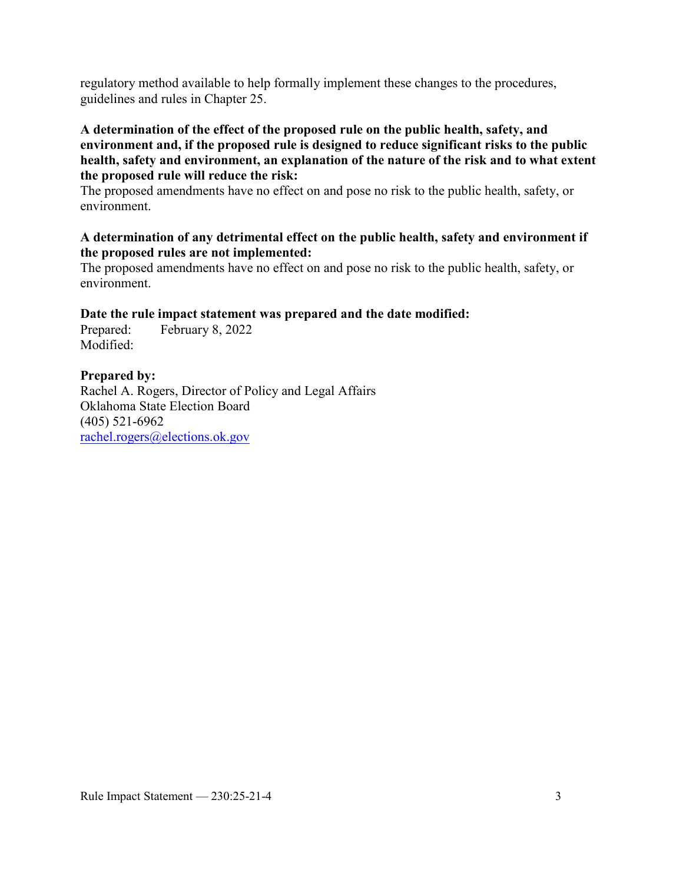regulatory method available to help formally implement these changes to the procedures, guidelines and rules in Chapter 25.

**A determination of the effect of the proposed rule on the public health, safety, and environment and, if the proposed rule is designed to reduce significant risks to the public health, safety and environment, an explanation of the nature of the risk and to what extent the proposed rule will reduce the risk:**

The proposed amendments have no effect on and pose no risk to the public health, safety, or environment.

**A determination of any detrimental effect on the public health, safety and environment if the proposed rules are not implemented:**

The proposed amendments have no effect on and pose no risk to the public health, safety, or environment.

**Date the rule impact statement was prepared and the date modified:**

Prepared: February 8, 2022
Modified:

**Prepared by:**

Rachel A. Rogers, Director of Policy and Legal Affairs
Oklahoma State Election Board
(405) 521-6962
rachel.rogers@elections.ok.gov